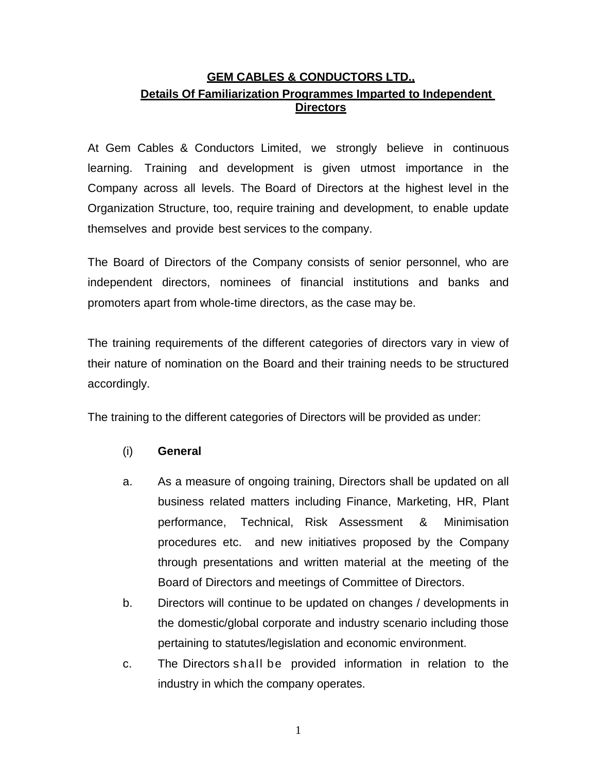# GEM CABLES & CONDUCTORS LTD.,

## Details Of Familiarization Programmes Imparted to Independent Directors

At Gem Cables & Conductors Limited, we strongly believe in continuous learning. Training and development is given utmost importance in the Company across all levels. The Board of Directors at the highest level in the Organization Structure, too, require training and development, to enable update themselves and provide best services to the company.

The Board of Directors of the Company consists of senior personnel, who are independent directors, nominees of financial institutions and banks and promoters apart from whole-time directors, as the case may be.

The training requirements of the different categories of directors vary in view of their nature of nomination on the Board and their training needs to be structured accordingly.

The training to the different categories of Directors will be provided as under:

(i) **General**

a. As a measure of ongoing training, Directors shall be updated on all business related matters including Finance, Marketing, HR, Plant performance, Technical, Risk Assessment & Minimisation procedures etc. and new initiatives proposed by the Company through presentations and written material at the meeting of the Board of Directors and meetings of Committee of Directors.

b. Directors will continue to be updated on changes / developments in the domestic/global corporate and industry scenario including those pertaining to statutes/legislation and economic environment.

c. The Directors shall be provided information in relation to the industry in which the company operates.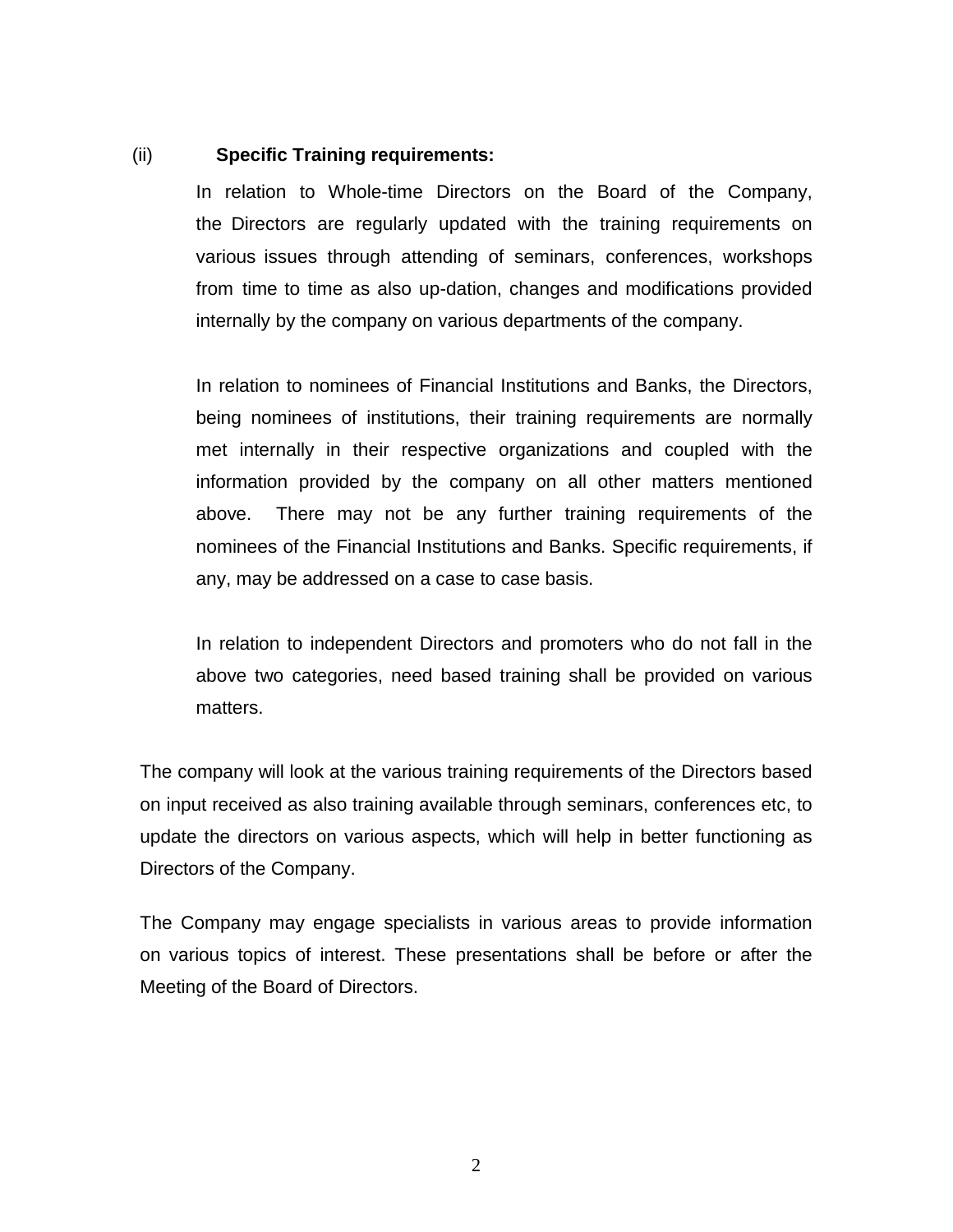(ii) **Specific Training requirements:**

In relation to Whole-time Directors on the Board of the Company, the Directors are regularly updated with the training requirements on various issues through attending of seminars, conferences, workshops from time to time as also up-dation, changes and modifications provided internally by the company on various departments of the company.

In relation to nominees of Financial Institutions and Banks, the Directors, being nominees of institutions, their training requirements are normally met internally in their respective organizations and coupled with the information provided by the company on all other matters mentioned above. There may not be any further training requirements of the nominees of the Financial Institutions and Banks. Specific requirements, if any, may be addressed on a case to case basis.

In relation to independent Directors and promoters who do not fall in the above two categories, need based training shall be provided on various matters.

The company will look at the various training requirements of the Directors based on input received as also training available through seminars, conferences etc, to update the directors on various aspects, which will help in better functioning as Directors of the Company.

The Company may engage specialists in various areas to provide information on various topics of interest. These presentations shall be before or after the Meeting of the Board of Directors.